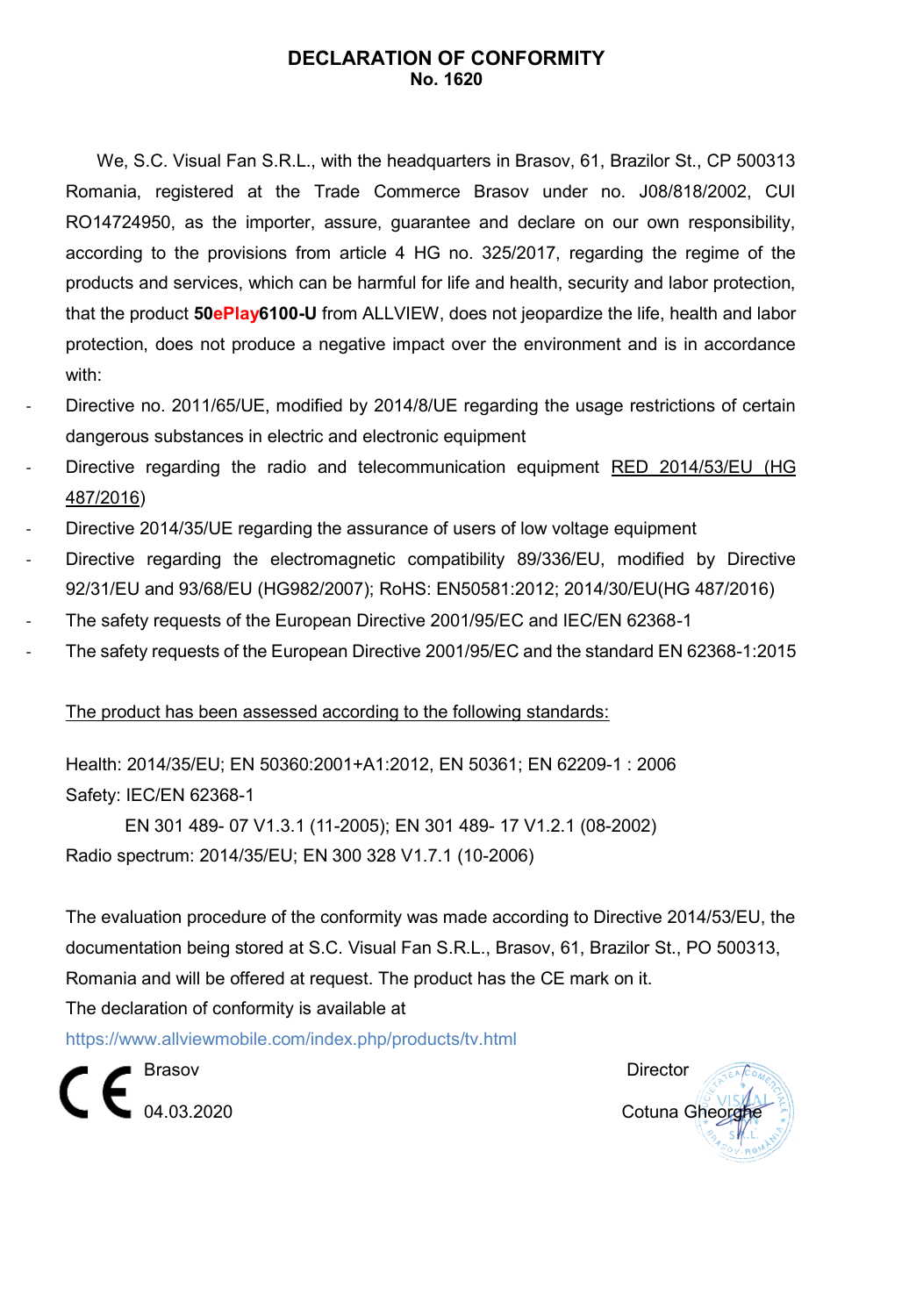## DECLARATION OF CONFORMITY
**No. 1620**

We, S.C. Visual Fan S.R.L., with the headquarters in Brasov, 61, Brazilor St., CP 500313 Romania, registered at the Trade Commerce Brasov under no. J08/818/2002, CUI RO14724950, as the importer, assure, guarantee and declare on our own responsibility, according to the provisions from article 4 HG no. 325/2017, regarding the regime of the products and services, which can be harmful for life and health, security and labor protection, that the product **50ePlay6100-U** from ALLVIEW, does not jeopardize the life, health and labor protection, does not produce a negative impact over the environment and is in accordance with:

- Directive no. 2011/65/UE, modified by 2014/8/UE regarding the usage restrictions of certain dangerous substances in electric and electronic equipment
- Directive regarding the radio and telecommunication equipment RED 2014/53/EU (HG 487/2016)
- Directive 2014/35/UE regarding the assurance of users of low voltage equipment
- Directive regarding the electromagnetic compatibility 89/336/EU, modified by Directive 92/31/EU and 93/68/EU (HG982/2007); RoHS: EN50581:2012; 2014/30/EU(HG 487/2016)
- The safety requests of the European Directive 2001/95/EC and IEC/EN 62368-1
- The safety requests of the European Directive 2001/95/EC and the standard EN 62368-1:2015

The product has been assessed according to the following standards:

Health: 2014/35/EU; EN 50360:2001+A1:2012, EN 50361; EN 62209-1 : 2006

Safety: IEC/EN 62368-1

EN 301 489- 07 V1.3.1 (11-2005); EN 301 489- 17 V1.2.1 (08-2002)

Radio spectrum: 2014/35/EU; EN 300 328 V1.7.1 (10-2006)

The evaluation procedure of the conformity was made according to Directive 2014/53/EU, the documentation being stored at S.C. Visual Fan S.R.L., Brasov, 61, Brazilor St., PO 500313, Romania and will be offered at request. The product has the CE mark on it.

The declaration of conformity is available at

https://www.allviewmobile.com/index.php/products/tv.html

CE

Brasov

04.03.2020

Director

Cotuna Gheorghe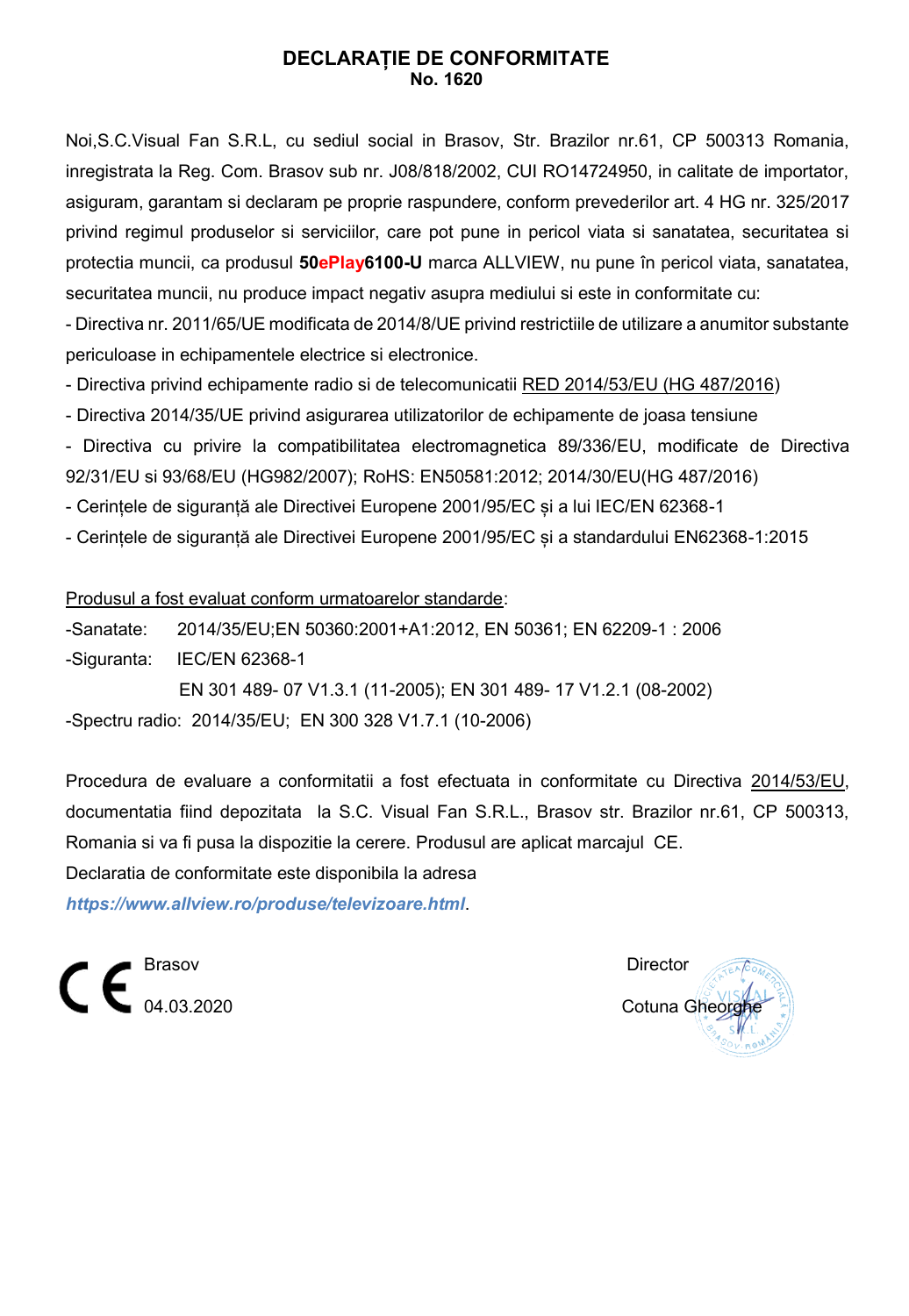# DECLARAȚIE DE CONFORMITATE
**No. 1620**

Noi,S.C.Visual Fan S.R.L, cu sediul social in Brasov, Str. Brazilor nr.61, CP 500313 Romania, inregistrata la Reg. Com. Brasov sub nr. J08/818/2002, CUI RO14724950, in calitate de importator, asiguram, garantam si declaram pe proprie raspundere, conform prevederilor art. 4 HG nr. 325/2017 privind regimul produselor si serviciilor, care pot pune in pericol viata si sanatatea, securitatea si protectia muncii, ca produsul **50ePlay6100-U** marca ALLVIEW, nu pune în pericol viata, sanatatea, securitatea muncii, nu produce impact negativ asupra mediului si este in conformitate cu:

- Directiva nr. 2011/65/UE modificata de 2014/8/UE privind restrictiile de utilizare a anumitor substante periculoase in echipamentele electrice si electronice.
- Directiva privind echipamente radio si de telecomunicatii RED 2014/53/EU (HG 487/2016)
- Directiva 2014/35/UE privind asigurarea utilizatorilor de echipamente de joasa tensiune
- Directiva cu privire la compatibilitatea electromagnetica 89/336/EU, modificate de Directiva 92/31/EU si 93/68/EU (HG982/2007); RoHS: EN50581:2012; 2014/30/EU(HG 487/2016)
- Cerințele de siguranță ale Directivei Europene 2001/95/EC și a lui IEC/EN 62368-1
- Cerințele de siguranță ale Directivei Europene 2001/95/EC și a standardului EN62368-1:2015

Produsul a fost evaluat conform urmatoarelor standarde:

-Sanatate: 2014/35/EU;EN 50360:2001+A1:2012, EN 50361; EN 62209-1 : 2006

-Siguranta: IEC/EN 62368-1

EN 301 489- 07 V1.3.1 (11-2005); EN 301 489- 17 V1.2.1 (08-2002)

-Spectru radio: 2014/35/EU; EN 300 328 V1.7.1 (10-2006)

Procedura de evaluare a conformitatii a fost efectuata in conformitate cu Directiva 2014/53/EU, documentatia fiind depozitata la S.C. Visual Fan S.R.L., Brasov str. Brazilor nr.61, CP 500313, Romania si va fi pusa la dispozitie la cerere. Produsul are aplicat marcajul CE.

Declaratia de conformitate este disponibila la adresa

*https://www.allview.ro/produse/televizoare.html*.

CE

Brasov

04.03.2020

Director

Cotuna Gheorghe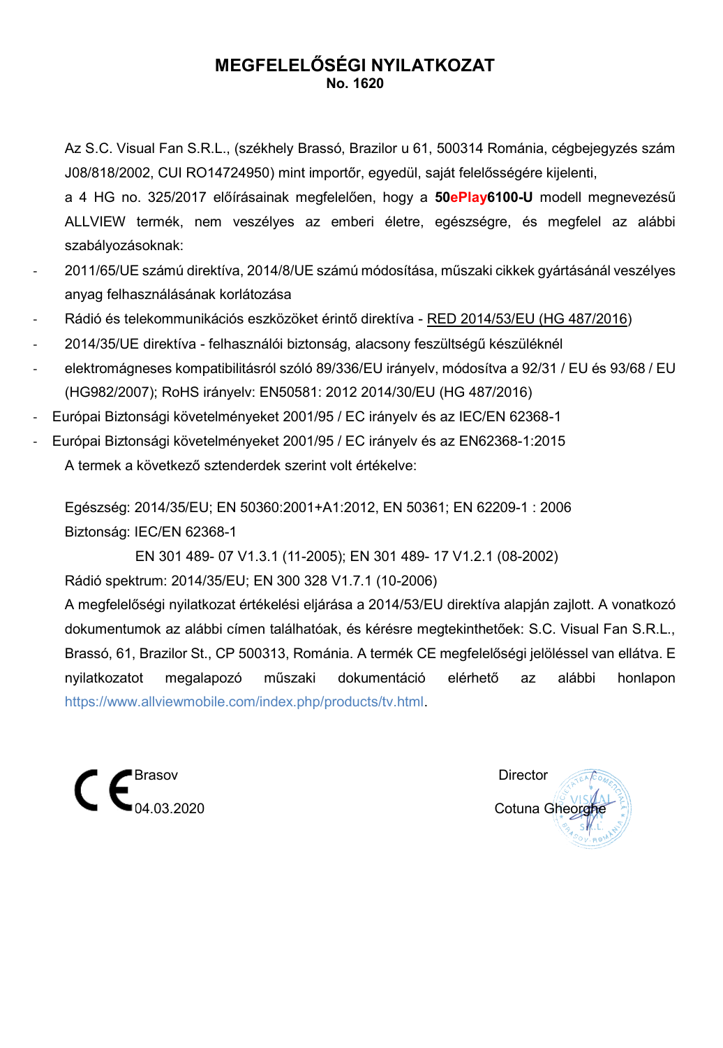# MEGFELELŐSÉGI NYILATKOZAT

**No. 1620**

Az S.C. Visual Fan S.R.L., (székhely Brassó, Brazilor u 61, 500314 Románia, cégbejegyzés szám J08/818/2002, CUI RO14724950) mint importőr, egyedül, saját felelősségére kijelenti,

a 4 HG no. 325/2017 előírásainak megfelelően, hogy a **50ePlay6100-U** modell megnevezésű ALLVIEW termék, nem veszélyes az emberi életre, egészségre, és megfelel az alábbi szabályozásoknak:

- 2011/65/UE számú direktíva, 2014/8/UE számú módosítása, műszaki cikkek gyártásánál veszélyes anyag felhasználásának korlátozása
- Rádió és telekommunikációs eszközöket érintő direktíva - RED 2014/53/EU (HG 487/2016)
- 2014/35/UE direktíva - felhasználói biztonság, alacsony feszültségű készüléknél
- elektromágneses kompatibilitásról szóló 89/336/EU irányelv, módosítva a 92/31 / EU és 93/68 / EU (HG982/2007); RoHS irányelv: EN50581: 2012 2014/30/EU (HG 487/2016)
- Európai Biztonsági követelményeket 2001/95 / EC irányelv és az IEC/EN 62368-1
- Európai Biztonsági követelményeket 2001/95 / EC irányelv és az EN62368-1:2015

A termek a következő sztenderdek szerint volt értékelve:

Egészség: 2014/35/EU; EN 50360:2001+A1:2012, EN 50361; EN 62209-1 : 2006

Biztonság: IEC/EN 62368-1

EN 301 489- 07 V1.3.1 (11-2005); EN 301 489- 17 V1.2.1 (08-2002)

Rádió spektrum: 2014/35/EU; EN 300 328 V1.7.1 (10-2006)

A megfelelőségi nyilatkozat értékelési eljárása a 2014/53/EU direktíva alapján zajlott. A vonatkozó dokumentumok az alábbi címen találhatóak, és kérésre megtekinthetőek: S.C. Visual Fan S.R.L., Brassó, 61, Brazilor St., CP 500313, Románia. A termék CE megfelelőségi jelöléssel van ellátva. E nyilatkozatot megalapozó műszaki dokumentáció elérhető az alábbi honlapon https://www.allviewmobile.com/index.php/products/tv.html.

CE

Brasov

04.03.2020

Director

Cotuna Gheorghe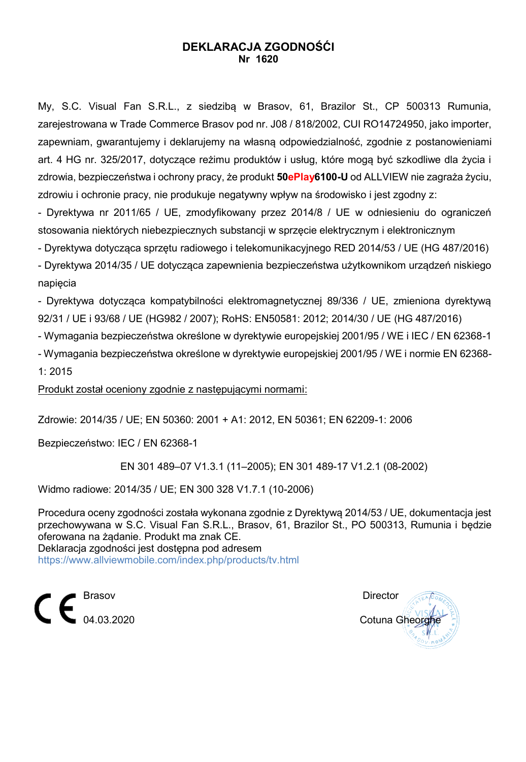# DEKLARACJA ZGODNOŚĆI
**Nr 1620**

My, S.C. Visual Fan S.R.L., z siedzibą w Brasov, 61, Brazilor St., CP 500313 Rumunia, zarejestrowana w Trade Commerce Brasov pod nr. J08 / 818/2002, CUI RO14724950, jako importer, zapewniam, gwarantujemy i deklarujemy na własną odpowiedzialność, zgodnie z postanowieniami art. 4 HG nr. 325/2017, dotyczące reżimu produktów i usług, które mogą być szkodliwe dla życia i zdrowia, bezpieczeństwa i ochrony pracy, że produkt **50ePlay6100-U** od ALLVIEW nie zagraża życiu, zdrowiu i ochronie pracy, nie produkuje negatywny wpływ na środowisko i jest zgodny z:

- Dyrektywa nr 2011/65 / UE, zmodyfikowany przez 2014/8 / UE w odniesieniu do ograniczeń stosowania niektórych niebezpiecznych substancji w sprzęcie elektrycznym i elektronicznym
- Dyrektywa dotycząca sprzętu radiowego i telekomunikacyjnego RED 2014/53 / UE (HG 487/2016)
- Dyrektywa 2014/35 / UE dotycząca zapewnienia bezpieczeństwa użytkownikom urządzeń niskiego napięcia
- Dyrektywa dotycząca kompatybilności elektromagnetycznej 89/336 / UE, zmieniona dyrektywą 92/31 / UE i 93/68 / UE (HG982 / 2007); RoHS: EN50581: 2012; 2014/30 / UE (HG 487/2016)
- Wymagania bezpieczeństwa określone w dyrektywie europejskiej 2001/95 / WE i IEC / EN 62368-1
- Wymagania bezpieczeństwa określone w dyrektywie europejskiej 2001/95 / WE i normie EN 62368-1: 2015

Produkt został oceniony zgodnie z następującymi normami:

Zdrowie: 2014/35 / UE; EN 50360: 2001 + A1: 2012, EN 50361; EN 62209-1: 2006

Bezpieczeństwo: IEC / EN 62368-1

EN 301 489–07 V1.3.1 (11–2005); EN 301 489-17 V1.2.1 (08-2002)

Widmo radiowe: 2014/35 / UE; EN 300 328 V1.7.1 (10-2006)

Procedura oceny zgodności została wykonana zgodnie z Dyrektywą 2014/53 / UE, dokumentacja jest przechowywana w S.C. Visual Fan S.R.L., Brasov, 61, Brazilor St., PO 500313, Rumunia i będzie oferowana na żądanie. Produkt ma znak CE.
Deklaracja zgodności jest dostępna pod adresem
https://www.allviewmobile.com/index.php/products/tv.html

CE

Brasov
04.03.2020

Director
Cotuna Gheorghe